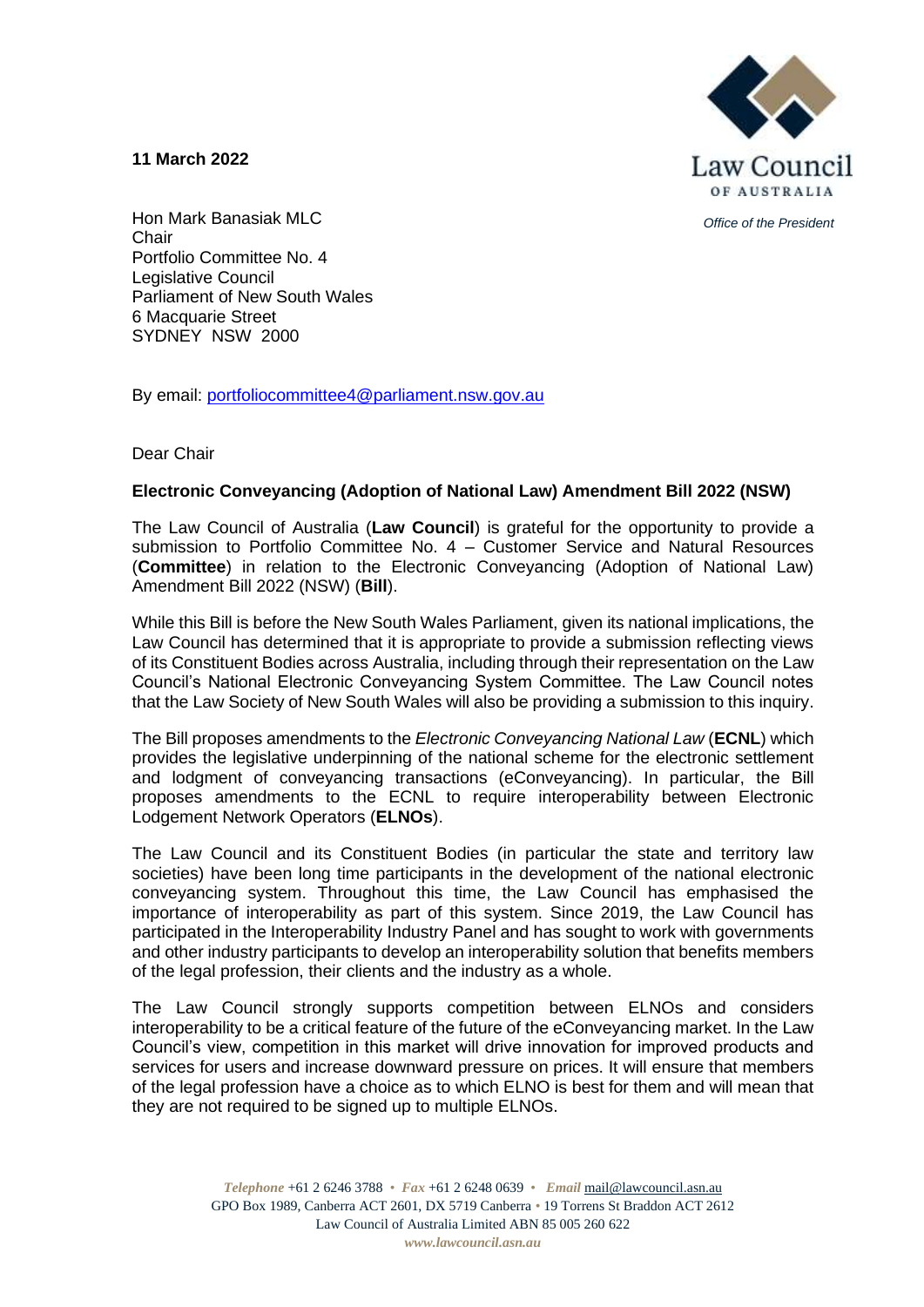**11 March 2022**

Law Council OF AUSTRALIA

*Office of the President*

Hon Mark Banasiak MLC
Chair
Portfolio Committee No. 4
Legislative Council
Parliament of New South Wales
6 Macquarie Street
SYDNEY NSW 2000

By email: portfoliocommittee4@parliament.nsw.gov.au

Dear Chair

**Electronic Conveyancing (Adoption of National Law) Amendment Bill 2022 (NSW)**

The Law Council of Australia (**Law Council**) is grateful for the opportunity to provide a submission to Portfolio Committee No. 4 – Customer Service and Natural Resources (**Committee**) in relation to the Electronic Conveyancing (Adoption of National Law) Amendment Bill 2022 (NSW) (**Bill**).

While this Bill is before the New South Wales Parliament, given its national implications, the Law Council has determined that it is appropriate to provide a submission reflecting views of its Constituent Bodies across Australia, including through their representation on the Law Council's National Electronic Conveyancing System Committee. The Law Council notes that the Law Society of New South Wales will also be providing a submission to this inquiry.

The Bill proposes amendments to the *Electronic Conveyancing National Law* (**ECNL**) which provides the legislative underpinning of the national scheme for the electronic settlement and lodgment of conveyancing transactions (eConveyancing). In particular, the Bill proposes amendments to the ECNL to require interoperability between Electronic Lodgement Network Operators (**ELNOs**).

The Law Council and its Constituent Bodies (in particular the state and territory law societies) have been long time participants in the development of the national electronic conveyancing system. Throughout this time, the Law Council has emphasised the importance of interoperability as part of this system. Since 2019, the Law Council has participated in the Interoperability Industry Panel and has sought to work with governments and other industry participants to develop an interoperability solution that benefits members of the legal profession, their clients and the industry as a whole.

The Law Council strongly supports competition between ELNOs and considers interoperability to be a critical feature of the future of the eConveyancing market. In the Law Council's view, competition in this market will drive innovation for improved products and services for users and increase downward pressure on prices. It will ensure that members of the legal profession have a choice as to which ELNO is best for them and will mean that they are not required to be signed up to multiple ELNOs.

*Telephone* +61 2 6246 3788 • *Fax* +61 2 6248 0639 • *Email* mail@lawcouncil.asn.au
GPO Box 1989, Canberra ACT 2601, DX 5719 Canberra • 19 Torrens St Braddon ACT 2612
Law Council of Australia Limited ABN 85 005 260 622
*www.lawcouncil.asn.au*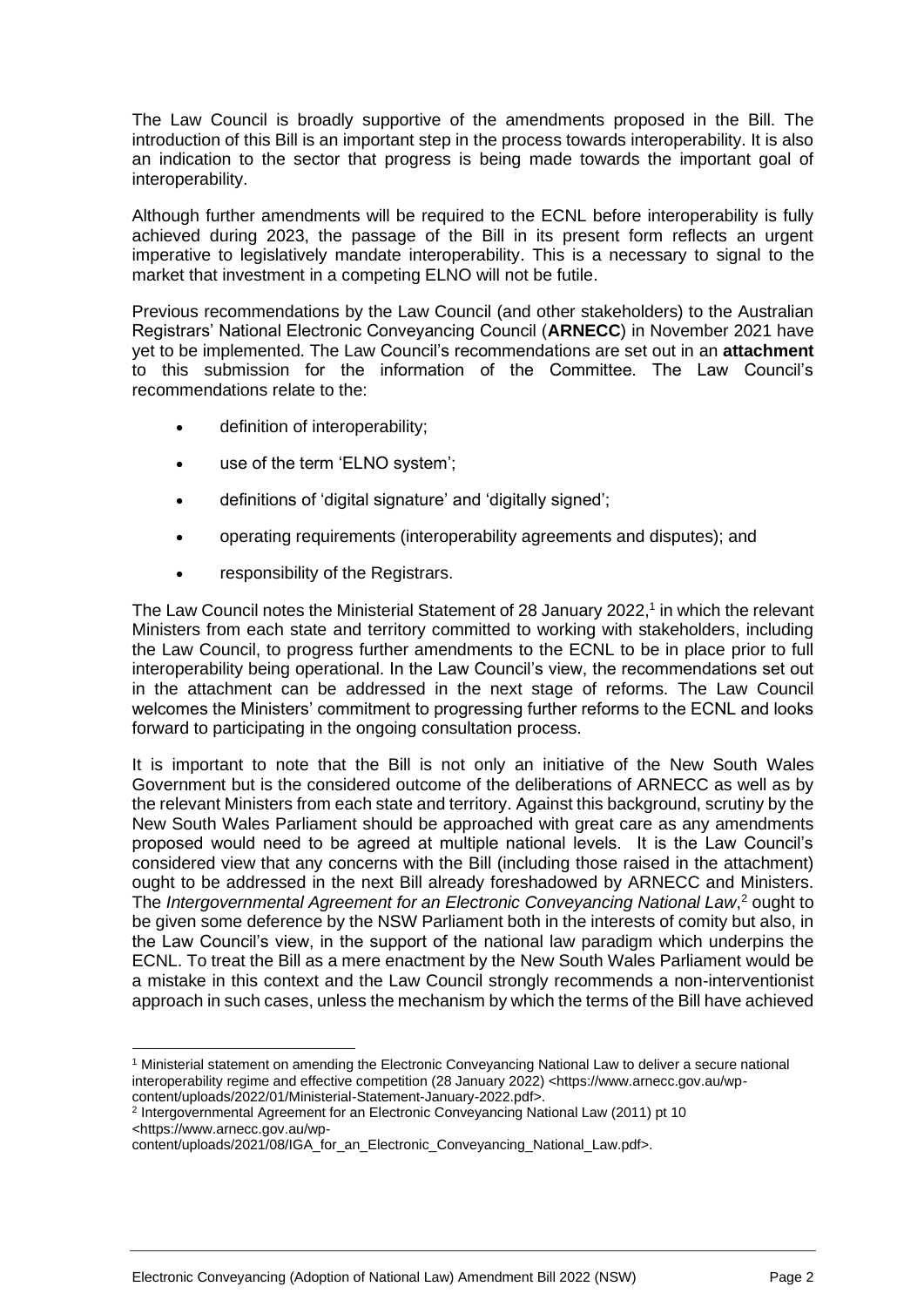The Law Council is broadly supportive of the amendments proposed in the Bill. The introduction of this Bill is an important step in the process towards interoperability. It is also an indication to the sector that progress is being made towards the important goal of interoperability.

Although further amendments will be required to the ECNL before interoperability is fully achieved during 2023, the passage of the Bill in its present form reflects an urgent imperative to legislatively mandate interoperability. This is a necessary to signal to the market that investment in a competing ELNO will not be futile.

Previous recommendations by the Law Council (and other stakeholders) to the Australian Registrars' National Electronic Conveyancing Council (**ARNECC**) in November 2021 have yet to be implemented. The Law Council's recommendations are set out in an **attachment** to this submission for the information of the Committee. The Law Council's recommendations relate to the:

- definition of interoperability;
- use of the term 'ELNO system';
- definitions of 'digital signature' and 'digitally signed';
- operating requirements (interoperability agreements and disputes); and
- responsibility of the Registrars.

The Law Council notes the Ministerial Statement of 28 January 2022,[1] in which the relevant Ministers from each state and territory committed to working with stakeholders, including the Law Council, to progress further amendments to the ECNL to be in place prior to full interoperability being operational. In the Law Council's view, the recommendations set out in the attachment can be addressed in the next stage of reforms. The Law Council welcomes the Ministers' commitment to progressing further reforms to the ECNL and looks forward to participating in the ongoing consultation process.

It is important to note that the Bill is not only an initiative of the New South Wales Government but is the considered outcome of the deliberations of ARNECC as well as by the relevant Ministers from each state and territory. Against this background, scrutiny by the New South Wales Parliament should be approached with great care as any amendments proposed would need to be agreed at multiple national levels. It is the Law Council's considered view that any concerns with the Bill (including those raised in the attachment) ought to be addressed in the next Bill already foreshadowed by ARNECC and Ministers. The *Intergovernmental Agreement for an Electronic Conveyancing National Law*,[2] ought to be given some deference by the NSW Parliament both in the interests of comity but also, in the Law Council's view, in the support of the national law paradigm which underpins the ECNL. To treat the Bill as a mere enactment by the New South Wales Parliament would be a mistake in this context and the Law Council strongly recommends a non-interventionist approach in such cases, unless the mechanism by which the terms of the Bill have achieved

[1] Ministerial statement on amending the Electronic Conveyancing National Law to deliver a secure national interoperability regime and effective competition (28 January 2022) <https://www.arnecc.gov.au/wp-content/uploads/2022/01/Ministerial-Statement-January-2022.pdf>.

[2] Intergovernmental Agreement for an Electronic Conveyancing National Law (2011) pt 10 <https://www.arnecc.gov.au/wp-content/uploads/2021/08/IGA_for_an_Electronic_Conveyancing_National_Law.pdf>.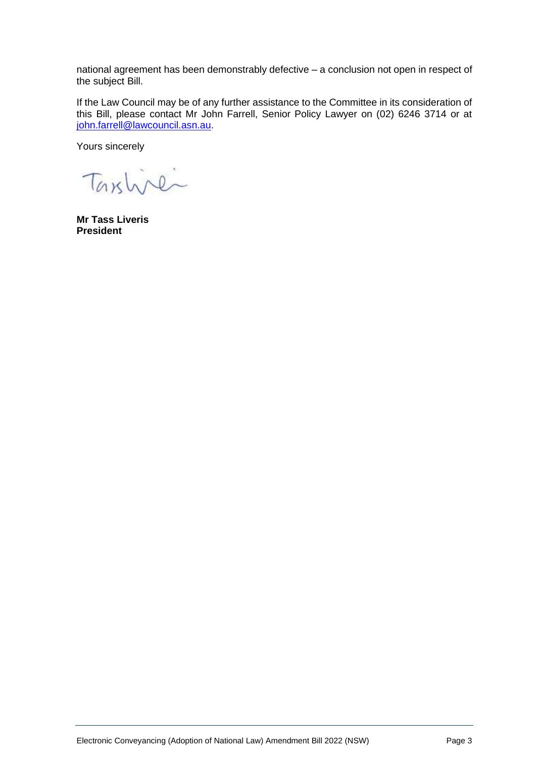national agreement has been demonstrably defective – a conclusion not open in respect of the subject Bill.

If the Law Council may be of any further assistance to the Committee in its consideration of this Bill, please contact Mr John Farrell, Senior Policy Lawyer on (02) 6246 3714 or at john.farrell@lawcouncil.asn.au.

Yours sincerely

**Mr Tass Liveris**
**President**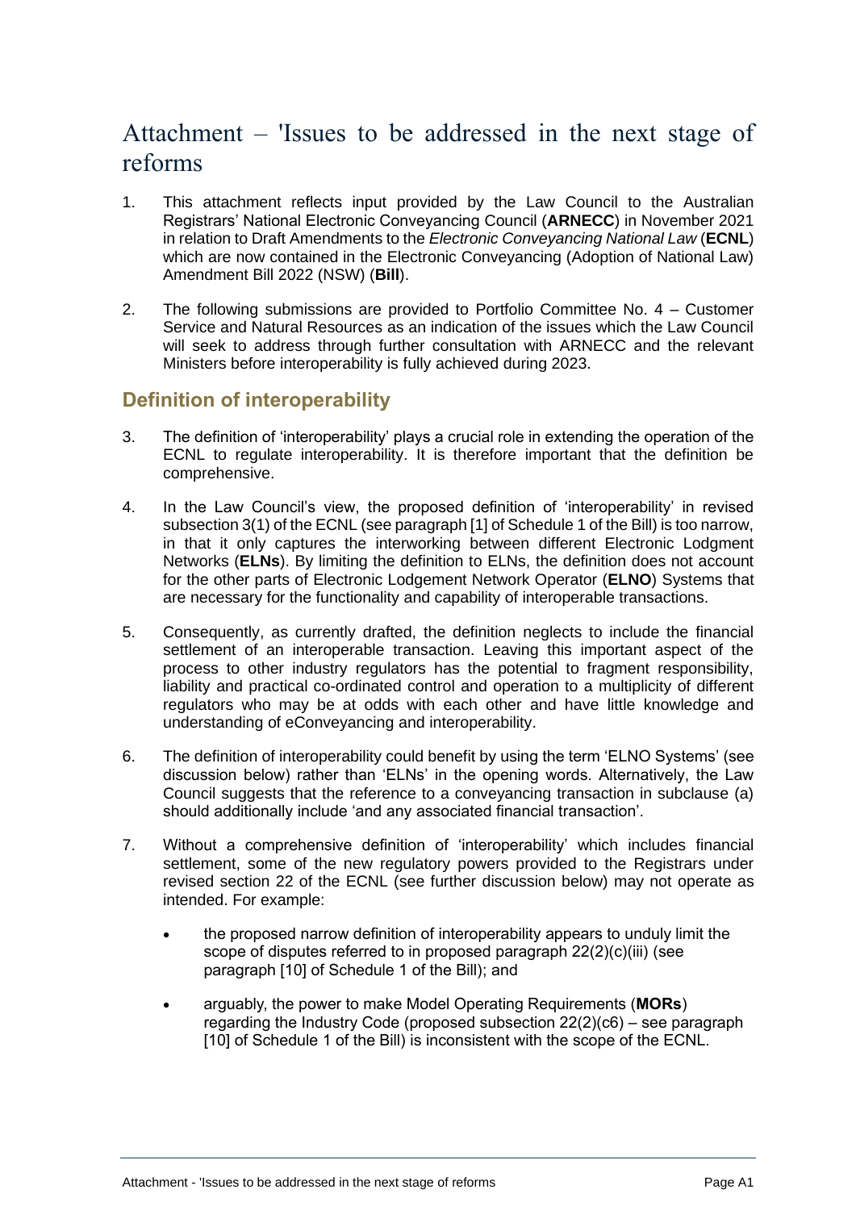# Attachment – 'Issues to be addressed in the next stage of reforms

1. This attachment reflects input provided by the Law Council to the Australian Registrars' National Electronic Conveyancing Council (**ARNECC**) in November 2021 in relation to Draft Amendments to the *Electronic Conveyancing National Law* (**ECNL**) which are now contained in the Electronic Conveyancing (Adoption of National Law) Amendment Bill 2022 (NSW) (**Bill**).

2. The following submissions are provided to Portfolio Committee No. 4 – Customer Service and Natural Resources as an indication of the issues which the Law Council will seek to address through further consultation with ARNECC and the relevant Ministers before interoperability is fully achieved during 2023.

## Definition of interoperability

3. The definition of 'interoperability' plays a crucial role in extending the operation of the ECNL to regulate interoperability. It is therefore important that the definition be comprehensive.

4. In the Law Council's view, the proposed definition of 'interoperability' in revised subsection 3(1) of the ECNL (see paragraph [1] of Schedule 1 of the Bill) is too narrow, in that it only captures the interworking between different Electronic Lodgment Networks (**ELNs**). By limiting the definition to ELNs, the definition does not account for the other parts of Electronic Lodgement Network Operator (**ELNO**) Systems that are necessary for the functionality and capability of interoperable transactions.

5. Consequently, as currently drafted, the definition neglects to include the financial settlement of an interoperable transaction. Leaving this important aspect of the process to other industry regulators has the potential to fragment responsibility, liability and practical co-ordinated control and operation to a multiplicity of different regulators who may be at odds with each other and have little knowledge and understanding of eConveyancing and interoperability.

6. The definition of interoperability could benefit by using the term 'ELNO Systems' (see discussion below) rather than 'ELNs' in the opening words. Alternatively, the Law Council suggests that the reference to a conveyancing transaction in subclause (a) should additionally include 'and any associated financial transaction'.

7. Without a comprehensive definition of 'interoperability' which includes financial settlement, some of the new regulatory powers provided to the Registrars under revised section 22 of the ECNL (see further discussion below) may not operate as intended. For example:

   - the proposed narrow definition of interoperability appears to unduly limit the scope of disputes referred to in proposed paragraph 22(2)(c)(iii) (see paragraph [10] of Schedule 1 of the Bill); and

   - arguably, the power to make Model Operating Requirements (**MORs**) regarding the Industry Code (proposed subsection 22(2)(c6) – see paragraph [10] of Schedule 1 of the Bill) is inconsistent with the scope of the ECNL.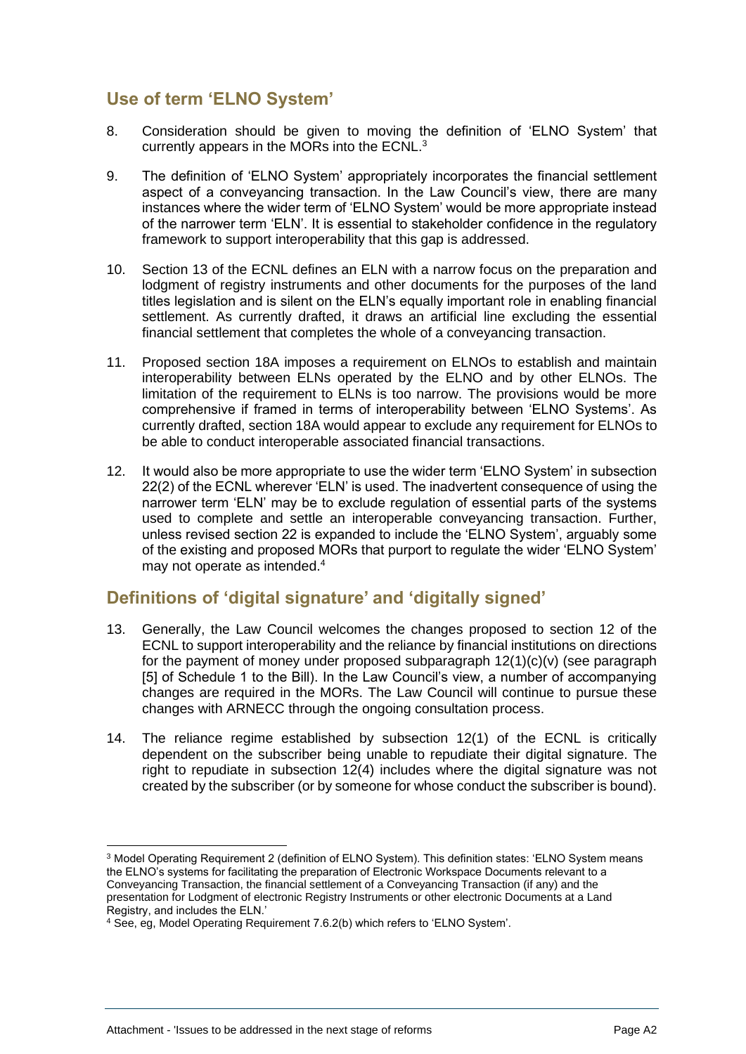## Use of term 'ELNO System'

8. Consideration should be given to moving the definition of 'ELNO System' that currently appears in the MORs into the ECNL.[3]

9. The definition of 'ELNO System' appropriately incorporates the financial settlement aspect of a conveyancing transaction. In the Law Council's view, there are many instances where the wider term of 'ELNO System' would be more appropriate instead of the narrower term 'ELN'. It is essential to stakeholder confidence in the regulatory framework to support interoperability that this gap is addressed.

10. Section 13 of the ECNL defines an ELN with a narrow focus on the preparation and lodgment of registry instruments and other documents for the purposes of the land titles legislation and is silent on the ELN's equally important role in enabling financial settlement. As currently drafted, it draws an artificial line excluding the essential financial settlement that completes the whole of a conveyancing transaction.

11. Proposed section 18A imposes a requirement on ELNOs to establish and maintain interoperability between ELNs operated by the ELNO and by other ELNOs. The limitation of the requirement to ELNs is too narrow. The provisions would be more comprehensive if framed in terms of interoperability between 'ELNO Systems'. As currently drafted, section 18A would appear to exclude any requirement for ELNOs to be able to conduct interoperable associated financial transactions.

12. It would also be more appropriate to use the wider term 'ELNO System' in subsection 22(2) of the ECNL wherever 'ELN' is used. The inadvertent consequence of using the narrower term 'ELN' may be to exclude regulation of essential parts of the systems used to complete and settle an interoperable conveyancing transaction. Further, unless revised section 22 is expanded to include the 'ELNO System', arguably some of the existing and proposed MORs that purport to regulate the wider 'ELNO System' may not operate as intended.[4]

## Definitions of 'digital signature' and 'digitally signed'

13. Generally, the Law Council welcomes the changes proposed to section 12 of the ECNL to support interoperability and the reliance by financial institutions on directions for the payment of money under proposed subparagraph 12(1)(c)(v) (see paragraph [5] of Schedule 1 to the Bill). In the Law Council's view, a number of accompanying changes are required in the MORs. The Law Council will continue to pursue these changes with ARNECC through the ongoing consultation process.

14. The reliance regime established by subsection 12(1) of the ECNL is critically dependent on the subscriber being unable to repudiate their digital signature. The right to repudiate in subsection 12(4) includes where the digital signature was not created by the subscriber (or by someone for whose conduct the subscriber is bound).

---

[3] Model Operating Requirement 2 (definition of ELNO System). This definition states: 'ELNO System means the ELNO's systems for facilitating the preparation of Electronic Workspace Documents relevant to a Conveyancing Transaction, the financial settlement of a Conveyancing Transaction (if any) and the presentation for Lodgment of electronic Registry Instruments or other electronic Documents at a Land Registry, and includes the ELN.'

[4] See, eg, Model Operating Requirement 7.6.2(b) which refers to 'ELNO System'.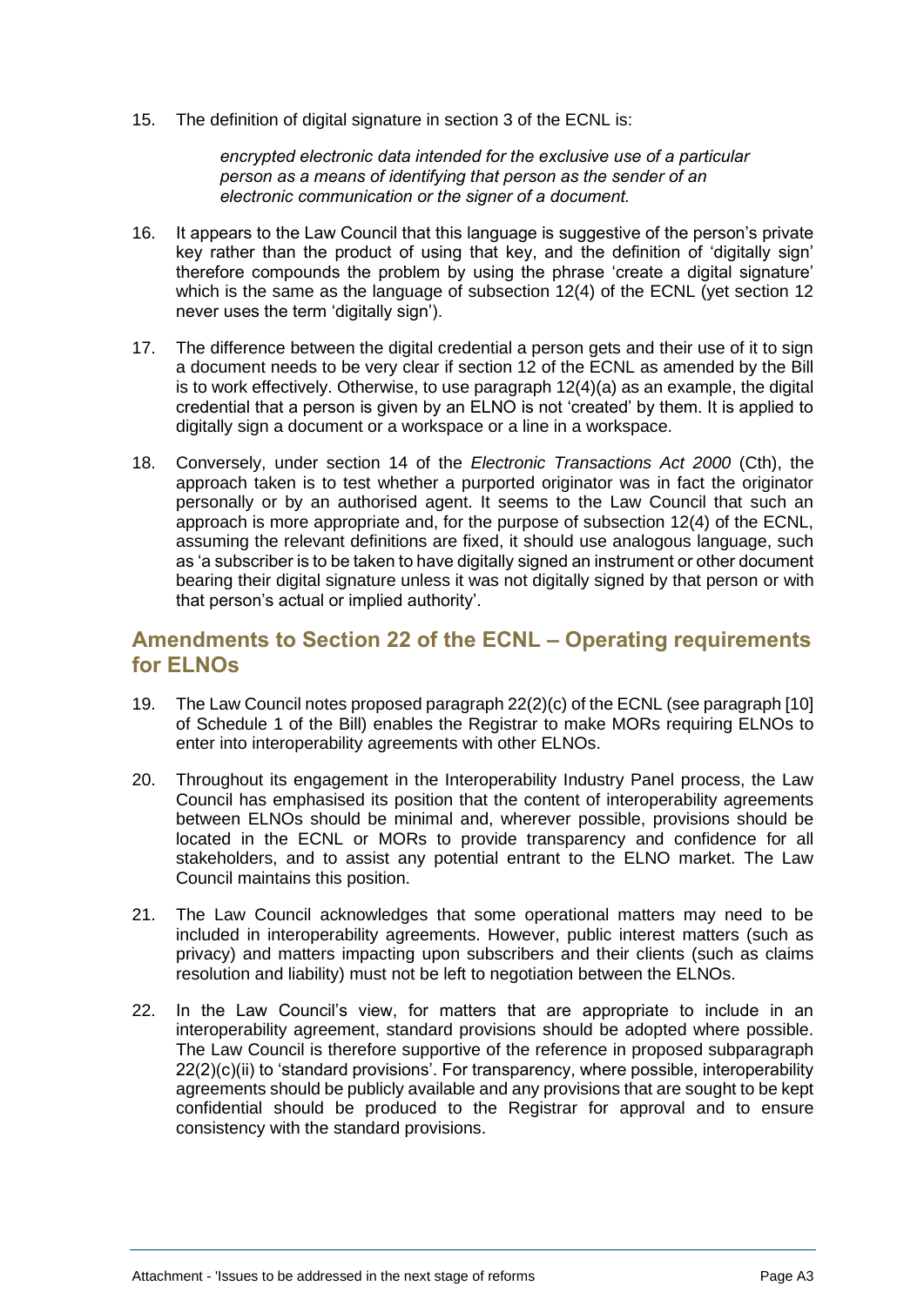15. The definition of digital signature in section 3 of the ECNL is:

    *encrypted electronic data intended for the exclusive use of a particular person as a means of identifying that person as the sender of an electronic communication or the signer of a document.*

16. It appears to the Law Council that this language is suggestive of the person's private key rather than the product of using that key, and the definition of 'digitally sign' therefore compounds the problem by using the phrase 'create a digital signature' which is the same as the language of subsection 12(4) of the ECNL (yet section 12 never uses the term 'digitally sign').

17. The difference between the digital credential a person gets and their use of it to sign a document needs to be very clear if section 12 of the ECNL as amended by the Bill is to work effectively. Otherwise, to use paragraph 12(4)(a) as an example, the digital credential that a person is given by an ELNO is not 'created' by them. It is applied to digitally sign a document or a workspace or a line in a workspace.

18. Conversely, under section 14 of the *Electronic Transactions Act 2000* (Cth), the approach taken is to test whether a purported originator was in fact the originator personally or by an authorised agent. It seems to the Law Council that such an approach is more appropriate and, for the purpose of subsection 12(4) of the ECNL, assuming the relevant definitions are fixed, it should use analogous language, such as 'a subscriber is to be taken to have digitally signed an instrument or other document bearing their digital signature unless it was not digitally signed by that person or with that person's actual or implied authority'.

## Amendments to Section 22 of the ECNL – Operating requirements for ELNOs

19. The Law Council notes proposed paragraph 22(2)(c) of the ECNL (see paragraph [10] of Schedule 1 of the Bill) enables the Registrar to make MORs requiring ELNOs to enter into interoperability agreements with other ELNOs.

20. Throughout its engagement in the Interoperability Industry Panel process, the Law Council has emphasised its position that the content of interoperability agreements between ELNOs should be minimal and, wherever possible, provisions should be located in the ECNL or MORs to provide transparency and confidence for all stakeholders, and to assist any potential entrant to the ELNO market. The Law Council maintains this position.

21. The Law Council acknowledges that some operational matters may need to be included in interoperability agreements. However, public interest matters (such as privacy) and matters impacting upon subscribers and their clients (such as claims resolution and liability) must not be left to negotiation between the ELNOs.

22. In the Law Council's view, for matters that are appropriate to include in an interoperability agreement, standard provisions should be adopted where possible. The Law Council is therefore supportive of the reference in proposed subparagraph 22(2)(c)(ii) to 'standard provisions'. For transparency, where possible, interoperability agreements should be publicly available and any provisions that are sought to be kept confidential should be produced to the Registrar for approval and to ensure consistency with the standard provisions.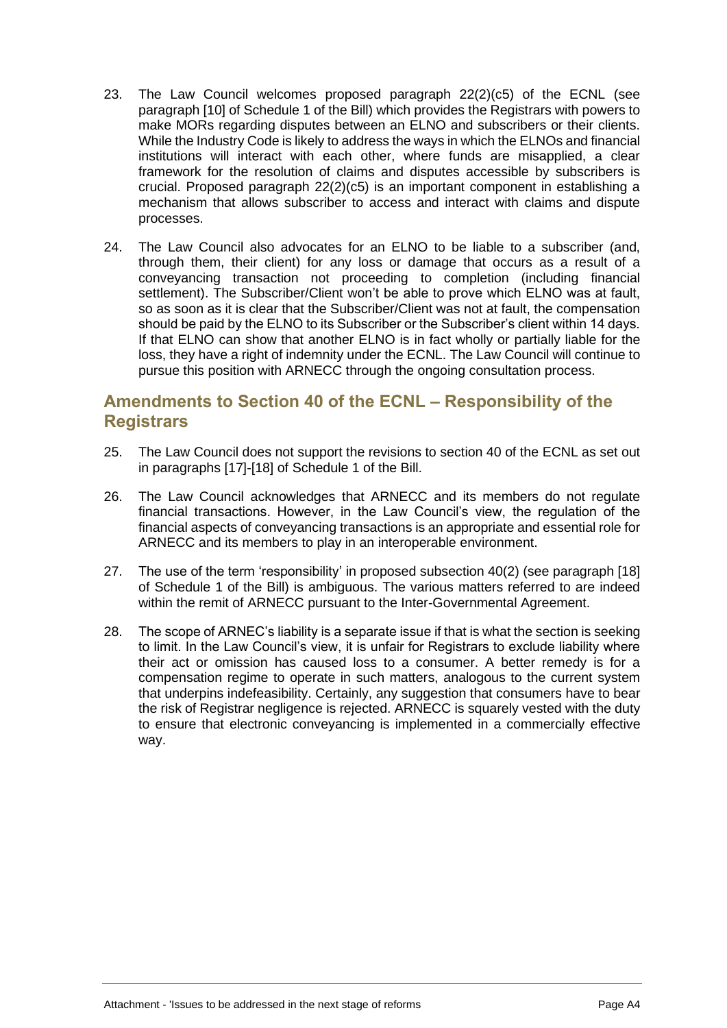23. The Law Council welcomes proposed paragraph 22(2)(c5) of the ECNL (see paragraph [10] of Schedule 1 of the Bill) which provides the Registrars with powers to make MORs regarding disputes between an ELNO and subscribers or their clients. While the Industry Code is likely to address the ways in which the ELNOs and financial institutions will interact with each other, where funds are misapplied, a clear framework for the resolution of claims and disputes accessible by subscribers is crucial. Proposed paragraph 22(2)(c5) is an important component in establishing a mechanism that allows subscriber to access and interact with claims and dispute processes.

24. The Law Council also advocates for an ELNO to be liable to a subscriber (and, through them, their client) for any loss or damage that occurs as a result of a conveyancing transaction not proceeding to completion (including financial settlement). The Subscriber/Client won't be able to prove which ELNO was at fault, so as soon as it is clear that the Subscriber/Client was not at fault, the compensation should be paid by the ELNO to its Subscriber or the Subscriber's client within 14 days. If that ELNO can show that another ELNO is in fact wholly or partially liable for the loss, they have a right of indemnity under the ECNL. The Law Council will continue to pursue this position with ARNECC through the ongoing consultation process.

## Amendments to Section 40 of the ECNL – Responsibility of the Registrars

25. The Law Council does not support the revisions to section 40 of the ECNL as set out in paragraphs [17]-[18] of Schedule 1 of the Bill.

26. The Law Council acknowledges that ARNECC and its members do not regulate financial transactions. However, in the Law Council's view, the regulation of the financial aspects of conveyancing transactions is an appropriate and essential role for ARNECC and its members to play in an interoperable environment.

27. The use of the term 'responsibility' in proposed subsection 40(2) (see paragraph [18] of Schedule 1 of the Bill) is ambiguous. The various matters referred to are indeed within the remit of ARNECC pursuant to the Inter-Governmental Agreement.

28. The scope of ARNEC's liability is a separate issue if that is what the section is seeking to limit. In the Law Council's view, it is unfair for Registrars to exclude liability where their act or omission has caused loss to a consumer. A better remedy is for a compensation regime to operate in such matters, analogous to the current system that underpins indefeasibility. Certainly, any suggestion that consumers have to bear the risk of Registrar negligence is rejected. ARNECC is squarely vested with the duty to ensure that electronic conveyancing is implemented in a commercially effective way.